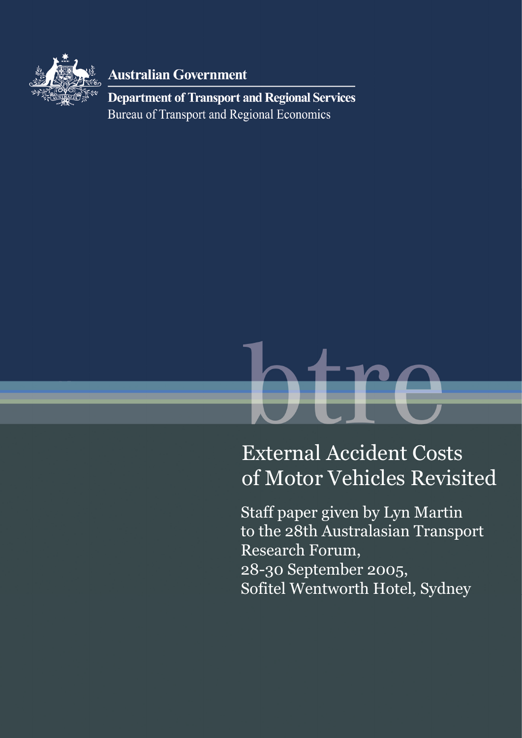Australian Government

**Department of Transport and Regional Services**

Bureau of Transport and Regional Economics

btre

# External Accident Costs of Motor Vehicles Revisited

Staff paper given by Lyn Martin
to the 28th Australasian Transport
Research Forum,
28-30 September 2005,
Sofitel Wentworth Hotel, Sydney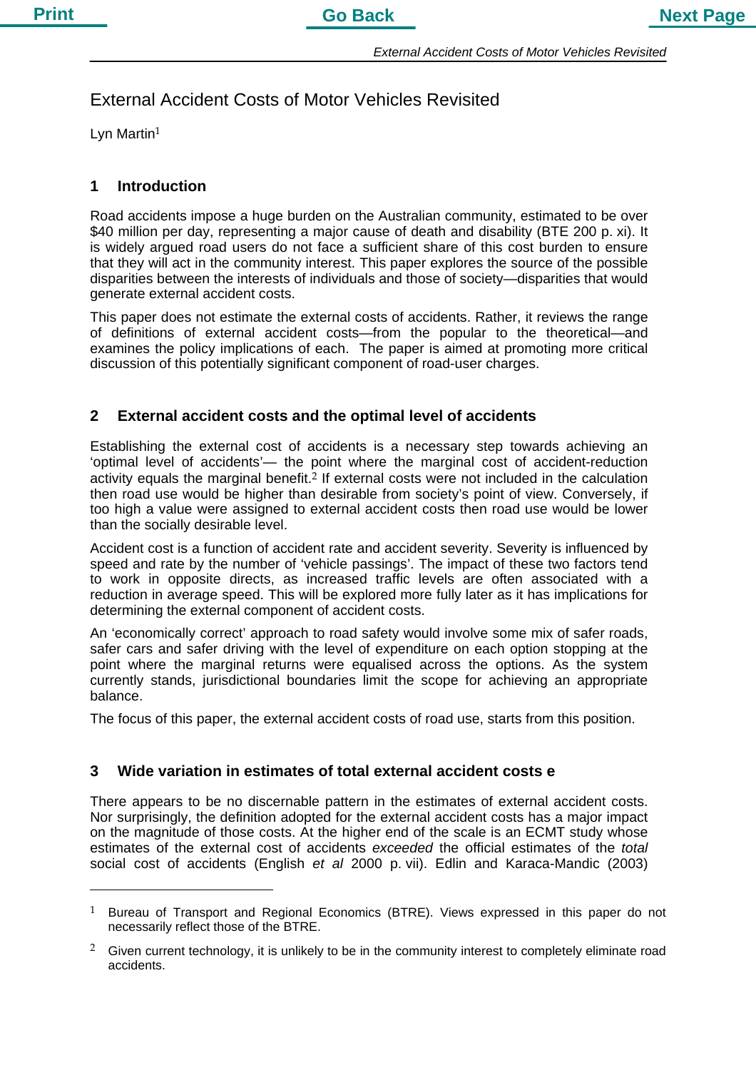# External Accident Costs of Motor Vehicles Revisited

Lyn Martin[1]

## 1 Introduction

Road accidents impose a huge burden on the Australian community, estimated to be over $40 million per day, representing a major cause of death and disability (BTE 200 p. xi). It is widely argued road users do not face a sufficient share of this cost burden to ensure that they will act in the community interest. This paper explores the source of the possible disparities between the interests of individuals and those of society—disparities that would generate external accident costs.

This paper does not estimate the external costs of accidents. Rather, it reviews the range of definitions of external accident costs—from the popular to the theoretical—and examines the policy implications of each. The paper is aimed at promoting more critical discussion of this potentially significant component of road-user charges.

## 2 External accident costs and the optimal level of accidents

Establishing the external cost of accidents is a necessary step towards achieving an 'optimal level of accidents'— the point where the marginal cost of accident-reduction activity equals the marginal benefit.[2] If external costs were not included in the calculation then road use would be higher than desirable from society's point of view. Conversely, if too high a value were assigned to external accident costs then road use would be lower than the socially desirable level.

Accident cost is a function of accident rate and accident severity. Severity is influenced by speed and rate by the number of 'vehicle passings'. The impact of these two factors tend to work in opposite directs, as increased traffic levels are often associated with a reduction in average speed. This will be explored more fully later as it has implications for determining the external component of accident costs.

An 'economically correct' approach to road safety would involve some mix of safer roads, safer cars and safer driving with the level of expenditure on each option stopping at the point where the marginal returns were equalised across the options. As the system currently stands, jurisdictional boundaries limit the scope for achieving an appropriate balance.

The focus of this paper, the external accident costs of road use, starts from this position.

## 3 Wide variation in estimates of total external accident costs e

There appears to be no discernable pattern in the estimates of external accident costs. Nor surprisingly, the definition adopted for the external accident costs has a major impact on the magnitude of those costs. At the higher end of the scale is an ECMT study whose estimates of the external cost of accidents *exceeded* the official estimates of the *total* social cost of accidents (English *et al* 2000 p. vii). Edlin and Karaca-Mandic (2003)

---

[1] Bureau of Transport and Regional Economics (BTRE). Views expressed in this paper do not necessarily reflect those of the BTRE.

[2] Given current technology, it is unlikely to be in the community interest to completely eliminate road accidents.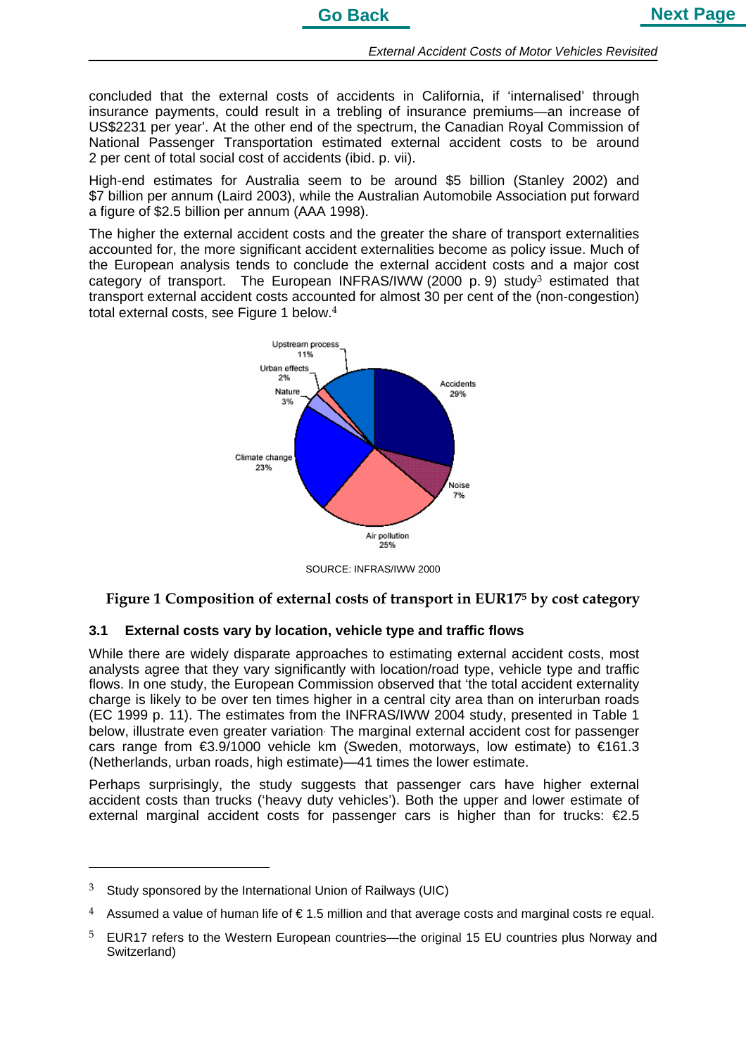concluded that the external costs of accidents in California, if 'internalised' through insurance payments, could result in a trebling of insurance premiums—an increase of US$2231 per year'. At the other end of the spectrum, the Canadian Royal Commission of National Passenger Transportation estimated external accident costs to be around 2 per cent of total social cost of accidents (ibid. p. vii).

High-end estimates for Australia seem to be around $5 billion (Stanley 2002) and $7 billion per annum (Laird 2003), while the Australian Automobile Association put forward a figure of $2.5 billion per annum (AAA 1998).

The higher the external accident costs and the greater the share of transport externalities accounted for, the more significant accident externalities become as policy issue. Much of the European analysis tends to conclude the external accident costs and a major cost category of transport. The European INFRAS/IWW (2000 p. 9) study[3] estimated that transport external accident costs accounted for almost 30 per cent of the (non-congestion) total external costs, see Figure 1 below.[4]

SOURCE: INFRAS/IWW 2000

**Figure 1 Composition of external costs of transport in EUR17[5] by cost category**

### 3.1 External costs vary by location, vehicle type and traffic flows

While there are widely disparate approaches to estimating external accident costs, most analysts agree that they vary significantly with location/road type, vehicle type and traffic flows. In one study, the European Commission observed that 'the total accident externality charge is likely to be over ten times higher in a central city area than on interurban roads (EC 1999 p. 11). The estimates from the INFRAS/IWW 2004 study, presented in Table 1 below, illustrate even greater variation. The marginal external accident cost for passenger cars range from €3.9/1000 vehicle km (Sweden, motorways, low estimate) to €161.3 (Netherlands, urban roads, high estimate)—41 times the lower estimate.

Perhaps surprisingly, the study suggests that passenger cars have higher external accident costs than trucks ('heavy duty vehicles'). Both the upper and lower estimate of external marginal accident costs for passenger cars is higher than for trucks: €2.5

---

[3] Study sponsored by the International Union of Railways (UIC)

[4] Assumed a value of human life of € 1.5 million and that average costs and marginal costs re equal.

[5] EUR17 refers to the Western European countries—the original 15 EU countries plus Norway and Switzerland)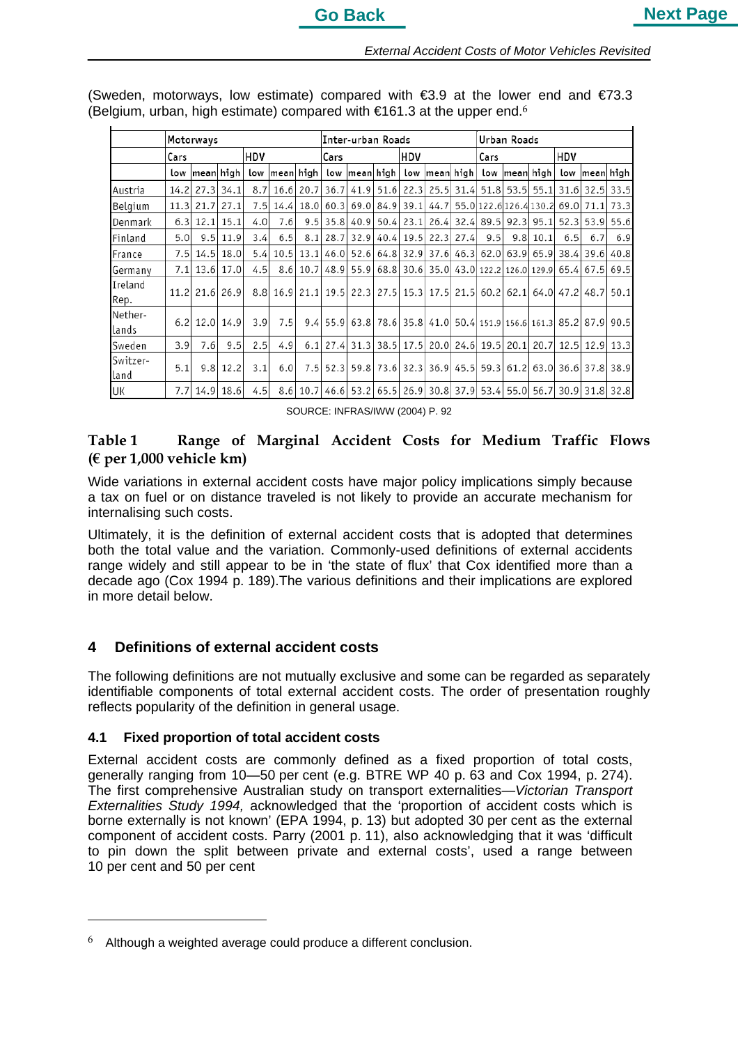(Sweden, motorways, low estimate) compared with €3.9 at the lower end and €73.3 (Belgium, urban, high estimate) compared with €161.3 at the upper end.[6]

| | Motorways | | | | | | Inter-urban Roads | | | | | | Urban Roads | | | | | |
|---|---|---|---|---|---|---|---|---|---|---|---|---|---|---|---|---|---|---|
| | Cars | | | HDV | | | Cars | | | HDV | | | Cars | | | HDV | | |
| | low | mean | high | low | mean | high | low | mean | high | low | mean | high | low | mean | high | low | mean | high |
| Austria | 14.2 | 27.3 | 34.1 | 8.7 | 16.6 | 20.7 | 36.7 | 41.9 | 51.6 | 22.3 | 25.5 | 31.4 | 51.8 | 53.5 | 55.1 | 31.6 | 32.5 | 33.5 |
| Belgium | 11.3 | 21.7 | 27.1 | 7.5 | 14.4 | 18.0 | 60.3 | 69.0 | 84.9 | 39.1 | 44.7 | 55.0 | 122.6 | 126.4 | 130.2 | 69.0 | 71.1 | 73.3 |
| Denmark | 6.3 | 12.1 | 15.1 | 4.0 | 7.6 | 9.5 | 35.8 | 40.9 | 50.4 | 23.1 | 26.4 | 32.4 | 89.5 | 92.3 | 95.1 | 52.3 | 53.9 | 55.6 |
| Finland | 5.0 | 9.5 | 11.9 | 3.4 | 6.5 | 8.1 | 28.7 | 32.9 | 40.4 | 19.5 | 22.3 | 27.4 | 9.5 | 9.8 | 10.1 | 6.5 | 6.7 | 6.9 |
| France | 7.5 | 14.5 | 18.0 | 5.4 | 10.5 | 13.1 | 46.0 | 52.6 | 64.8 | 32.9 | 37.6 | 46.3 | 62.0 | 63.9 | 65.9 | 38.4 | 39.6 | 40.8 |
| Germany | 7.1 | 13.6 | 17.0 | 4.5 | 8.6 | 10.7 | 48.9 | 55.9 | 68.8 | 30.6 | 35.0 | 43.0 | 122.2 | 126.0 | 129.9 | 65.4 | 67.5 | 69.5 |
| Ireland Rep. | 11.2 | 21.6 | 26.9 | 8.8 | 16.9 | 21.1 | 19.5 | 22.3 | 27.5 | 15.3 | 17.5 | 21.5 | 60.2 | 62.1 | 64.0 | 47.2 | 48.7 | 50.1 |
| Nether-lands | 6.2 | 12.0 | 14.9 | 3.9 | 7.5 | 9.4 | 55.9 | 63.8 | 78.6 | 35.8 | 41.0 | 50.4 | 151.9 | 156.6 | 161.3 | 85.2 | 87.9 | 90.5 |
| Sweden | 3.9 | 7.6 | 9.5 | 2.5 | 4.9 | 6.1 | 27.4 | 31.3 | 38.5 | 17.5 | 20.0 | 24.6 | 19.5 | 20.1 | 20.7 | 12.5 | 12.9 | 13.3 |
| Switzer-land | 5.1 | 9.8 | 12.2 | 3.1 | 6.0 | 7.5 | 52.3 | 59.8 | 73.6 | 32.3 | 36.9 | 45.5 | 59.3 | 61.2 | 63.0 | 36.6 | 37.8 | 38.9 |
| UK | 7.7 | 14.9 | 18.6 | 4.5 | 8.6 | 10.7 | 46.6 | 53.2 | 65.5 | 26.9 | 30.8 | 37.9 | 53.4 | 55.0 | 56.7 | 30.9 | 31.8 | 32.8 |

SOURCE: INFRAS/IWW (2004) P. 92

**Table 1 Range of Marginal Accident Costs for Medium Traffic Flows (€ per 1,000 vehicle km)**

Wide variations in external accident costs have major policy implications simply because a tax on fuel or on distance traveled is not likely to provide an accurate mechanism for internalising such costs.

Ultimately, it is the definition of external accident costs that is adopted that determines both the total value and the variation. Commonly-used definitions of external accidents range widely and still appear to be in 'the state of flux' that Cox identified more than a decade ago (Cox 1994 p. 189).The various definitions and their implications are explored in more detail below.

## 4 Definitions of external accident costs

The following definitions are not mutually exclusive and some can be regarded as separately identifiable components of total external accident costs. The order of presentation roughly reflects popularity of the definition in general usage.

### 4.1 Fixed proportion of total accident costs

External accident costs are commonly defined as a fixed proportion of total costs, generally ranging from 10—50 per cent (e.g. BTRE WP 40 p. 63 and Cox 1994, p. 274). The first comprehensive Australian study on transport externalities—*Victorian Transport Externalities Study 1994,* acknowledged that the 'proportion of accident costs which is borne externally is not known' (EPA 1994, p. 13) but adopted 30 per cent as the external component of accident costs. Parry (2001 p. 11), also acknowledging that it was 'difficult to pin down the split between private and external costs', used a range between 10 per cent and 50 per cent

[6] Although a weighted average could produce a different conclusion.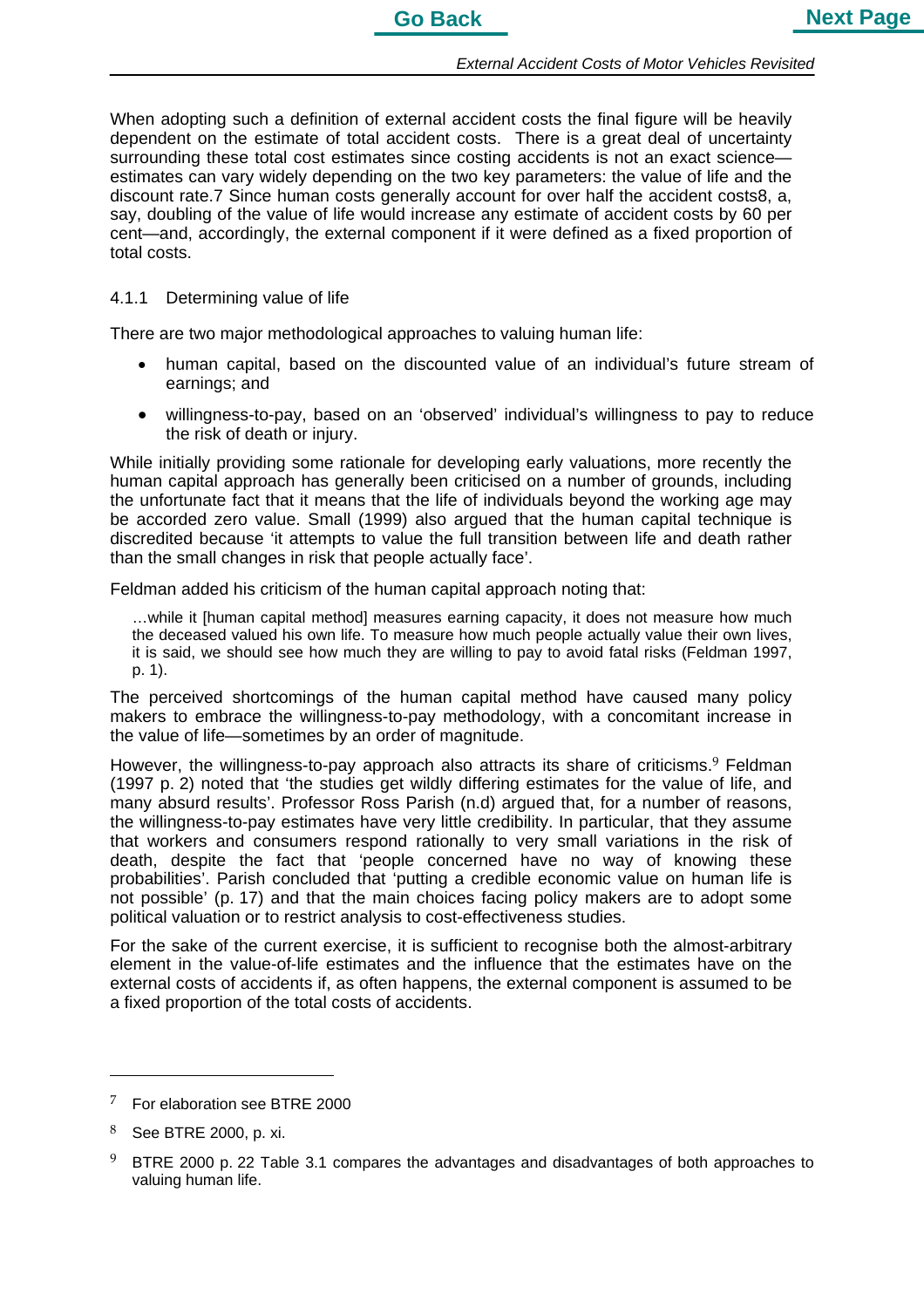When adopting such a definition of external accident costs the final figure will be heavily dependent on the estimate of total accident costs. There is a great deal of uncertainty surrounding these total cost estimates since costing accidents is not an exact science—estimates can vary widely depending on the two key parameters: the value of life and the discount rate.[7] Since human costs generally account for over half the accident costs[8], a, say, doubling of the value of life would increase any estimate of accident costs by 60 per cent—and, accordingly, the external component if it were defined as a fixed proportion of total costs.

### 4.1.1 Determining value of life

There are two major methodological approaches to valuing human life:

- human capital, based on the discounted value of an individual's future stream of earnings; and
- willingness-to-pay, based on an 'observed' individual's willingness to pay to reduce the risk of death or injury.

While initially providing some rationale for developing early valuations, more recently the human capital approach has generally been criticised on a number of grounds, including the unfortunate fact that it means that the life of individuals beyond the working age may be accorded zero value. Small (1999) also argued that the human capital technique is discredited because 'it attempts to value the full transition between life and death rather than the small changes in risk that people actually face'.

Feldman added his criticism of the human capital approach noting that:

> …while it [human capital method] measures earning capacity, it does not measure how much the deceased valued his own life. To measure how much people actually value their own lives, it is said, we should see how much they are willing to pay to avoid fatal risks (Feldman 1997, p. 1).

The perceived shortcomings of the human capital method have caused many policy makers to embrace the willingness-to-pay methodology, with a concomitant increase in the value of life—sometimes by an order of magnitude.

However, the willingness-to-pay approach also attracts its share of criticisms.[9] Feldman (1997 p. 2) noted that 'the studies get wildly differing estimates for the value of life, and many absurd results'. Professor Ross Parish (n.d) argued that, for a number of reasons, the willingness-to-pay estimates have very little credibility. In particular, that they assume that workers and consumers respond rationally to very small variations in the risk of death, despite the fact that 'people concerned have no way of knowing these probabilities'. Parish concluded that 'putting a credible economic value on human life is not possible' (p. 17) and that the main choices facing policy makers are to adopt some political valuation or to restrict analysis to cost-effectiveness studies.

For the sake of the current exercise, it is sufficient to recognise both the almost-arbitrary element in the value-of-life estimates and the influence that the estimates have on the external costs of accidents if, as often happens, the external component is assumed to be a fixed proportion of the total costs of accidents.

---

[7] For elaboration see BTRE 2000

[8] See BTRE 2000, p. xi.

[9] BTRE 2000 p. 22 Table 3.1 compares the advantages and disadvantages of both approaches to valuing human life.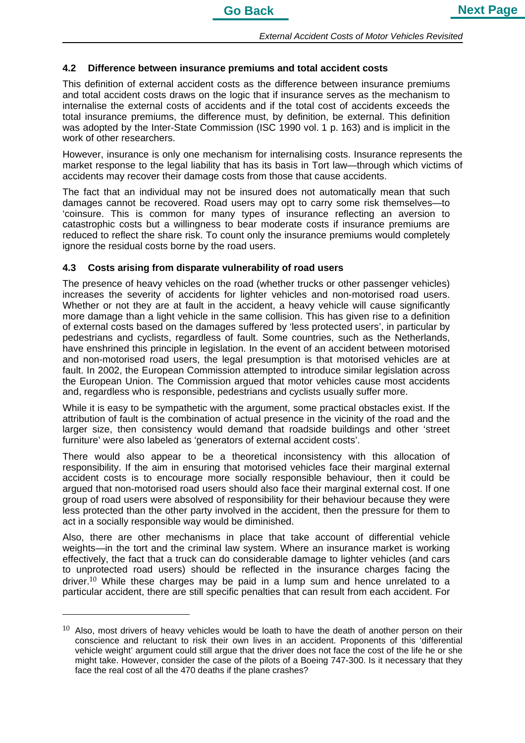## 4.2 Difference between insurance premiums and total accident costs

This definition of external accident costs as the difference between insurance premiums and total accident costs draws on the logic that if insurance serves as the mechanism to internalise the external costs of accidents and if the total cost of accidents exceeds the total insurance premiums, the difference must, by definition, be external. This definition was adopted by the Inter-State Commission (ISC 1990 vol. 1 p. 163) and is implicit in the work of other researchers.

However, insurance is only one mechanism for internalising costs. Insurance represents the market response to the legal liability that has its basis in Tort law—through which victims of accidents may recover their damage costs from those that cause accidents.

The fact that an individual may not be insured does not automatically mean that such damages cannot be recovered. Road users may opt to carry some risk themselves—to 'coinsure. This is common for many types of insurance reflecting an aversion to catastrophic costs but a willingness to bear moderate costs if insurance premiums are reduced to reflect the share risk. To count only the insurance premiums would completely ignore the residual costs borne by the road users.

## 4.3 Costs arising from disparate vulnerability of road users

The presence of heavy vehicles on the road (whether trucks or other passenger vehicles) increases the severity of accidents for lighter vehicles and non-motorised road users. Whether or not they are at fault in the accident, a heavy vehicle will cause significantly more damage than a light vehicle in the same collision. This has given rise to a definition of external costs based on the damages suffered by 'less protected users', in particular by pedestrians and cyclists, regardless of fault. Some countries, such as the Netherlands, have enshrined this principle in legislation. In the event of an accident between motorised and non-motorised road users, the legal presumption is that motorised vehicles are at fault. In 2002, the European Commission attempted to introduce similar legislation across the European Union. The Commission argued that motor vehicles cause most accidents and, regardless who is responsible, pedestrians and cyclists usually suffer more.

While it is easy to be sympathetic with the argument, some practical obstacles exist. If the attribution of fault is the combination of actual presence in the vicinity of the road and the larger size, then consistency would demand that roadside buildings and other 'street furniture' were also labeled as 'generators of external accident costs'.

There would also appear to be a theoretical inconsistency with this allocation of responsibility. If the aim in ensuring that motorised vehicles face their marginal external accident costs is to encourage more socially responsible behaviour, then it could be argued that non-motorised road users should also face their marginal external cost. If one group of road users were absolved of responsibility for their behaviour because they were less protected than the other party involved in the accident, then the pressure for them to act in a socially responsible way would be diminished.

Also, there are other mechanisms in place that take account of differential vehicle weights—in the tort and the criminal law system. Where an insurance market is working effectively, the fact that a truck can do considerable damage to lighter vehicles (and cars to unprotected road users) should be reflected in the insurance charges facing the driver.[10] While these charges may be paid in a lump sum and hence unrelated to a particular accident, there are still specific penalties that can result from each accident. For

---

[10] Also, most drivers of heavy vehicles would be loath to have the death of another person on their conscience and reluctant to risk their own lives in an accident. Proponents of this 'differential vehicle weight' argument could still argue that the driver does not face the cost of the life he or she might take. However, consider the case of the pilots of a Boeing 747-300. Is it necessary that they face the real cost of all the 470 deaths if the plane crashes?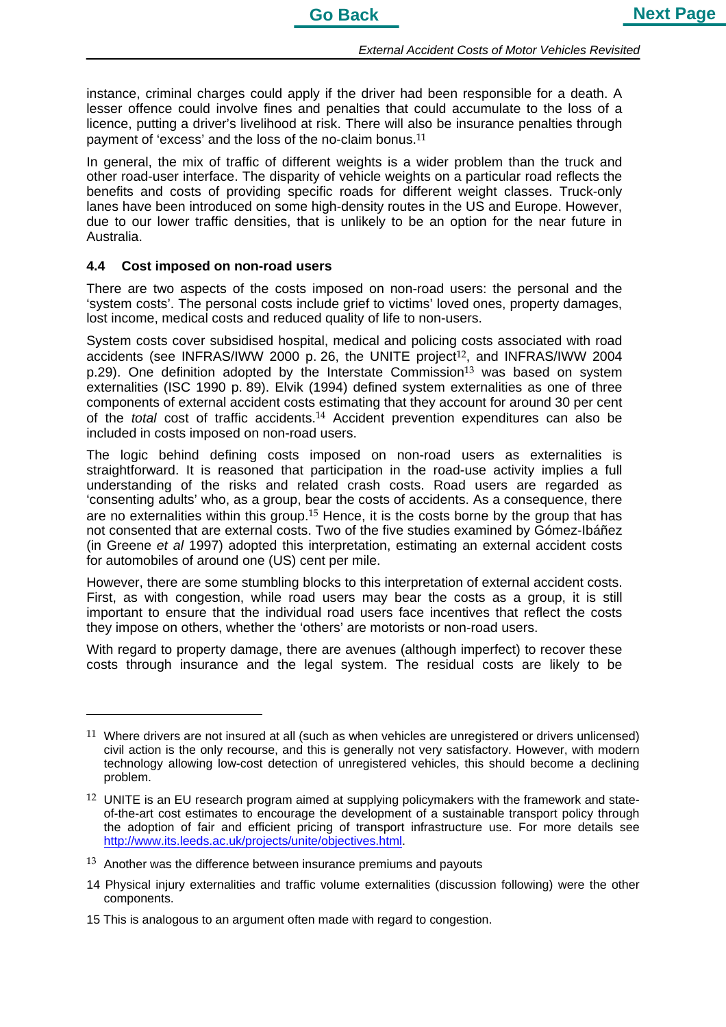instance, criminal charges could apply if the driver had been responsible for a death. A lesser offence could involve fines and penalties that could accumulate to the loss of a licence, putting a driver's livelihood at risk. There will also be insurance penalties through payment of 'excess' and the loss of the no-claim bonus.[11]

In general, the mix of traffic of different weights is a wider problem than the truck and other road-user interface. The disparity of vehicle weights on a particular road reflects the benefits and costs of providing specific roads for different weight classes. Truck-only lanes have been introduced on some high-density routes in the US and Europe. However, due to our lower traffic densities, that is unlikely to be an option for the near future in Australia.

### 4.4 Cost imposed on non-road users

There are two aspects of the costs imposed on non-road users: the personal and the 'system costs'. The personal costs include grief to victims' loved ones, property damages, lost income, medical costs and reduced quality of life to non-users.

System costs cover subsidised hospital, medical and policing costs associated with road accidents (see INFRAS/IWW 2000 p. 26, the UNITE project[12], and INFRAS/IWW 2004 p.29). One definition adopted by the Interstate Commission[13] was based on system externalities (ISC 1990 p. 89). Elvik (1994) defined system externalities as one of three components of external accident costs estimating that they account for around 30 per cent of the *total* cost of traffic accidents.[14] Accident prevention expenditures can also be included in costs imposed on non-road users.

The logic behind defining costs imposed on non-road users as externalities is straightforward. It is reasoned that participation in the road-use activity implies a full understanding of the risks and related crash costs. Road users are regarded as 'consenting adults' who, as a group, bear the costs of accidents. As a consequence, there are no externalities within this group.[15] Hence, it is the costs borne by the group that has not consented that are external costs. Two of the five studies examined by Gómez-Ibáñez (in Greene *et al* 1997) adopted this interpretation, estimating an external accident costs for automobiles of around one (US) cent per mile.

However, there are some stumbling blocks to this interpretation of external accident costs. First, as with congestion, while road users may bear the costs as a group, it is still important to ensure that the individual road users face incentives that reflect the costs they impose on others, whether the 'others' are motorists or non-road users.

With regard to property damage, there are avenues (although imperfect) to recover these costs through insurance and the legal system. The residual costs are likely to be

---

[11] Where drivers are not insured at all (such as when vehicles are unregistered or drivers unlicensed) civil action is the only recourse, and this is generally not very satisfactory. However, with modern technology allowing low-cost detection of unregistered vehicles, this should become a declining problem.

[12] UNITE is an EU research program aimed at supplying policymakers with the framework and state-of-the-art cost estimates to encourage the development of a sustainable transport policy through the adoption of fair and efficient pricing of transport infrastructure use. For more details see http://www.its.leeds.ac.uk/projects/unite/objectives.html.

[13] Another was the difference between insurance premiums and payouts

[14] Physical injury externalities and traffic volume externalities (discussion following) were the other components.

[15] This is analogous to an argument often made with regard to congestion.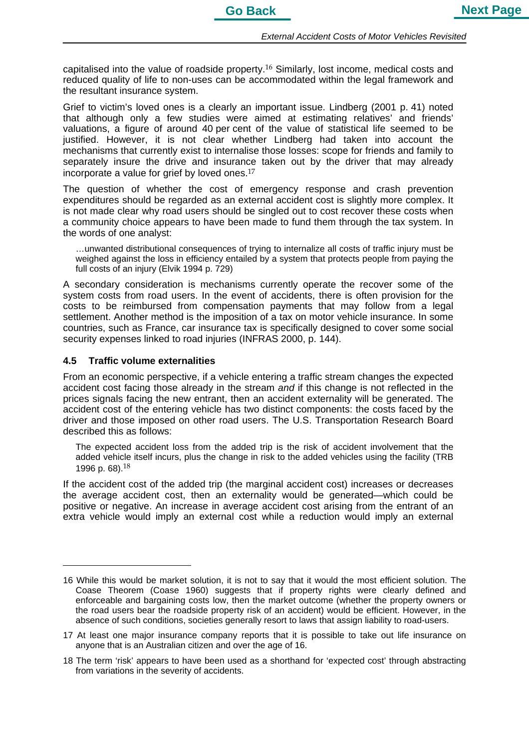capitalised into the value of roadside property.[16] Similarly, lost income, medical costs and reduced quality of life to non-uses can be accommodated within the legal framework and the resultant insurance system.

Grief to victim's loved ones is a clearly an important issue. Lindberg (2001 p. 41) noted that although only a few studies were aimed at estimating relatives' and friends' valuations, a figure of around 40 per cent of the value of statistical life seemed to be justified. However, it is not clear whether Lindberg had taken into account the mechanisms that currently exist to internalise those losses: scope for friends and family to separately insure the drive and insurance taken out by the driver that may already incorporate a value for grief by loved ones.[17]

The question of whether the cost of emergency response and crash prevention expenditures should be regarded as an external accident cost is slightly more complex. It is not made clear why road users should be singled out to cost recover these costs when a community choice appears to have been made to fund them through the tax system. In the words of one analyst:

> …unwanted distributional consequences of trying to internalize all costs of traffic injury must be weighed against the loss in efficiency entailed by a system that protects people from paying the full costs of an injury (Elvik 1994 p. 729)

A secondary consideration is mechanisms currently operate the recover some of the system costs from road users. In the event of accidents, there is often provision for the costs to be reimbursed from compensation payments that may follow from a legal settlement. Another method is the imposition of a tax on motor vehicle insurance. In some countries, such as France, car insurance tax is specifically designed to cover some social security expenses linked to road injuries (INFRAS 2000, p. 144).

### 4.5 Traffic volume externalities

From an economic perspective, if a vehicle entering a traffic stream changes the expected accident cost facing those already in the stream *and* if this change is not reflected in the prices signals facing the new entrant, then an accident externality will be generated. The accident cost of the entering vehicle has two distinct components: the costs faced by the driver and those imposed on other road users. The U.S. Transportation Research Board described this as follows:

> The expected accident loss from the added trip is the risk of accident involvement that the added vehicle itself incurs, plus the change in risk to the added vehicles using the facility (TRB 1996 p. 68).[18]

If the accident cost of the added trip (the marginal accident cost) increases or decreases the average accident cost, then an externality would be generated—which could be positive or negative. An increase in average accident cost arising from the entrant of an extra vehicle would imply an external cost while a reduction would imply an external

---

16 While this would be market solution, it is not to say that it would the most efficient solution. The Coase Theorem (Coase 1960) suggests that if property rights were clearly defined and enforceable and bargaining costs low, then the market outcome (whether the property owners or the road users bear the roadside property risk of an accident) would be efficient. However, in the absence of such conditions, societies generally resort to laws that assign liability to road-users.

17 At least one major insurance company reports that it is possible to take out life insurance on anyone that is an Australian citizen and over the age of 16.

18 The term 'risk' appears to have been used as a shorthand for 'expected cost' through abstracting from variations in the severity of accidents.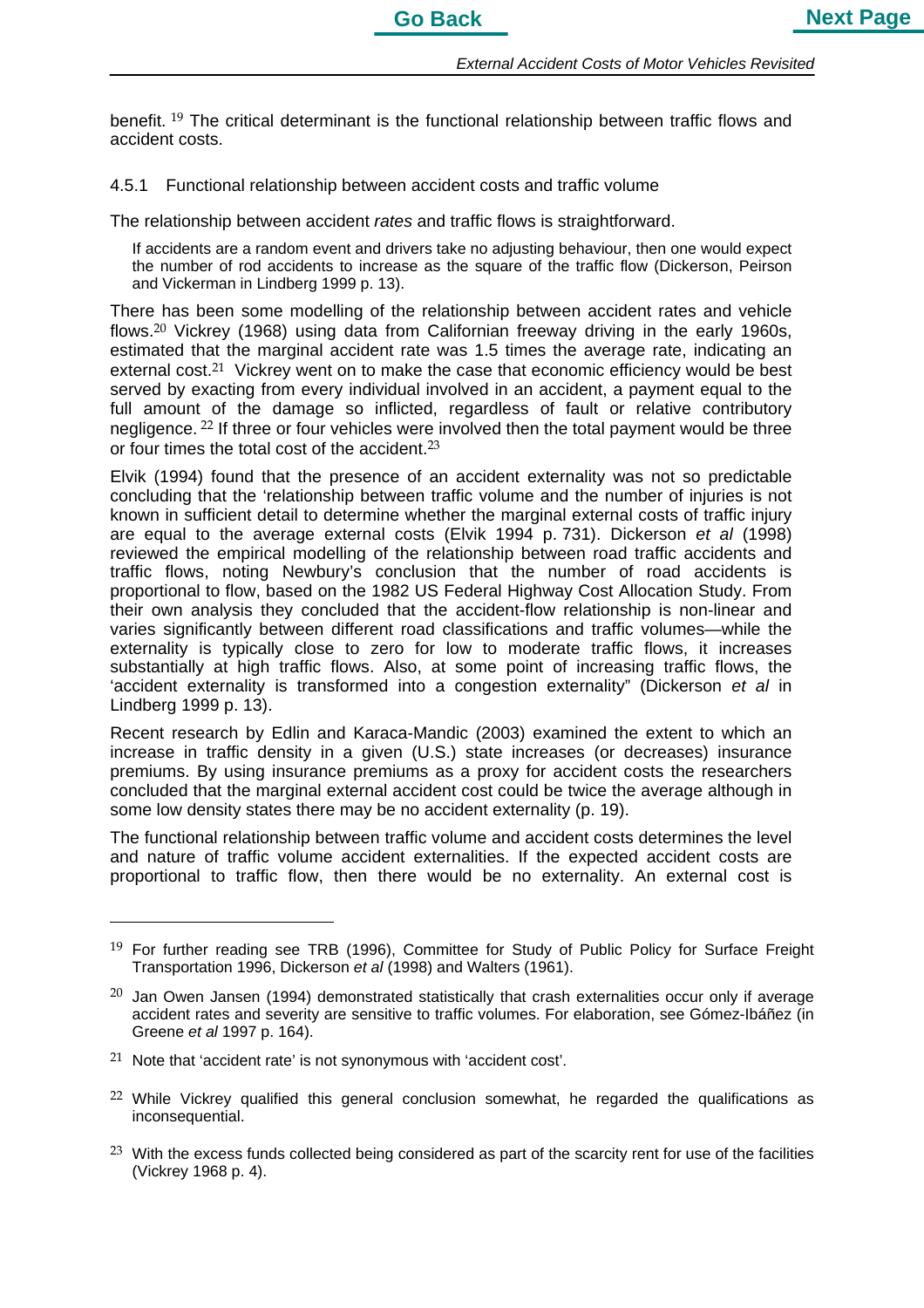benefit. [19] The critical determinant is the functional relationship between traffic flows and accident costs.

### 4.5.1 Functional relationship between accident costs and traffic volume

The relationship between accident *rates* and traffic flows is straightforward.

> If accidents are a random event and drivers take no adjusting behaviour, then one would expect the number of rod accidents to increase as the square of the traffic flow (Dickerson, Peirson and Vickerman in Lindberg 1999 p. 13).

There has been some modelling of the relationship between accident rates and vehicle flows.[20] Vickrey (1968) using data from Californian freeway driving in the early 1960s, estimated that the marginal accident rate was 1.5 times the average rate, indicating an external cost.[21] Vickrey went on to make the case that economic efficiency would be best served by exacting from every individual involved in an accident, a payment equal to the full amount of the damage so inflicted, regardless of fault or relative contributory negligence. [22] If three or four vehicles were involved then the total payment would be three or four times the total cost of the accident.[23]

Elvik (1994) found that the presence of an accident externality was not so predictable concluding that the 'relationship between traffic volume and the number of injuries is not known in sufficient detail to determine whether the marginal external costs of traffic injury are equal to the average external costs (Elvik 1994 p. 731). Dickerson *et al* (1998) reviewed the empirical modelling of the relationship between road traffic accidents and traffic flows, noting Newbury's conclusion that the number of road accidents is proportional to flow, based on the 1982 US Federal Highway Cost Allocation Study. From their own analysis they concluded that the accident-flow relationship is non-linear and varies significantly between different road classifications and traffic volumes—while the externality is typically close to zero for low to moderate traffic flows, it increases substantially at high traffic flows. Also, at some point of increasing traffic flows, the 'accident externality is transformed into a congestion externality" (Dickerson *et al* in Lindberg 1999 p. 13).

Recent research by Edlin and Karaca-Mandic (2003) examined the extent to which an increase in traffic density in a given (U.S.) state increases (or decreases) insurance premiums. By using insurance premiums as a proxy for accident costs the researchers concluded that the marginal external accident cost could be twice the average although in some low density states there may be no accident externality (p. 19).

The functional relationship between traffic volume and accident costs determines the level and nature of traffic volume accident externalities. If the expected accident costs are proportional to traffic flow, then there would be no externality. An external cost is

---

[19] For further reading see TRB (1996), Committee for Study of Public Policy for Surface Freight Transportation 1996, Dickerson *et al* (1998) and Walters (1961).

[20] Jan Owen Jansen (1994) demonstrated statistically that crash externalities occur only if average accident rates and severity are sensitive to traffic volumes. For elaboration, see Gómez-Ibáñez (in Greene *et al* 1997 p. 164).

[21] Note that 'accident rate' is not synonymous with 'accident cost'.

[22] While Vickrey qualified this general conclusion somewhat, he regarded the qualifications as inconsequential.

[23] With the excess funds collected being considered as part of the scarcity rent for use of the facilities (Vickrey 1968 p. 4).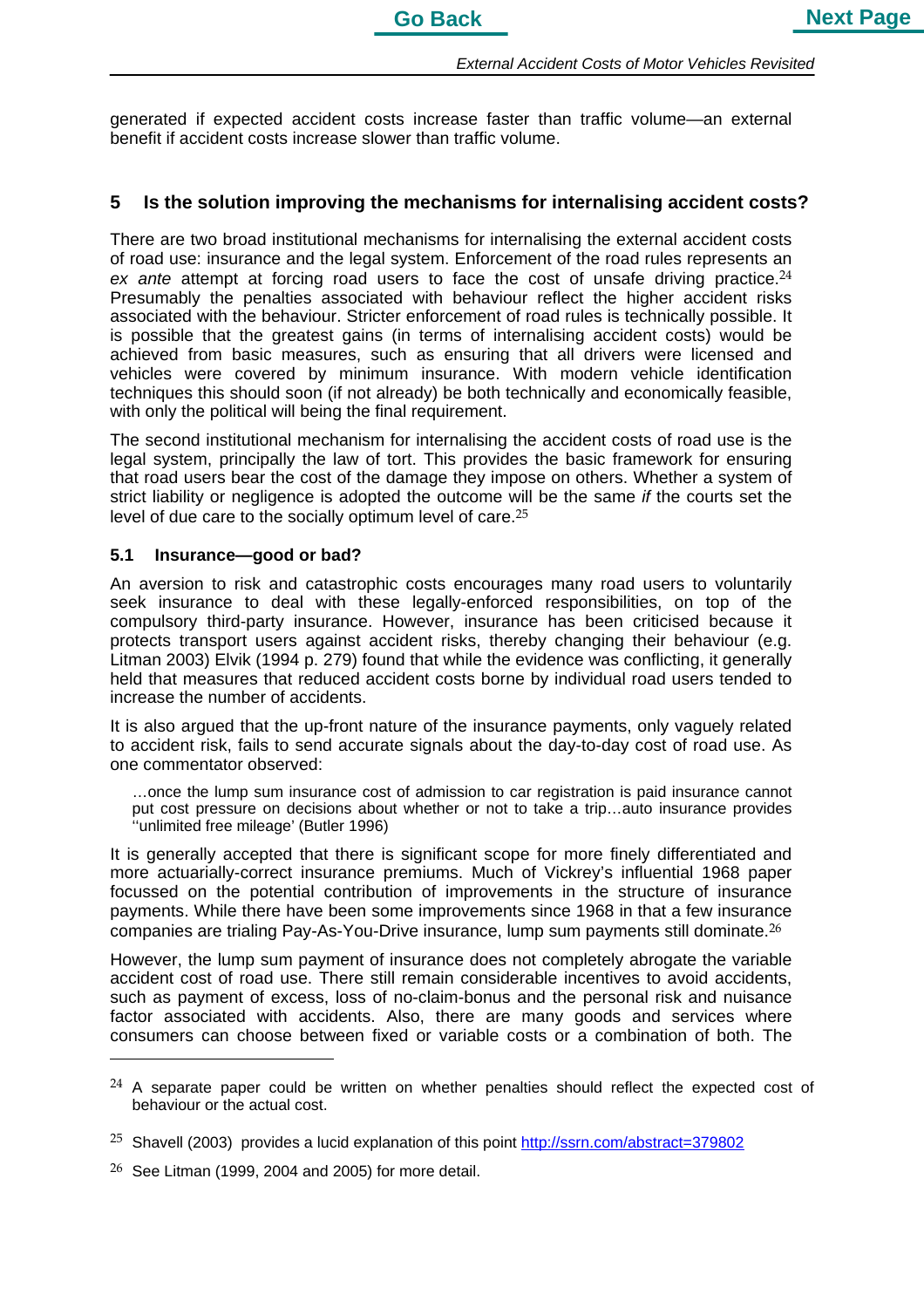generated if expected accident costs increase faster than traffic volume—an external benefit if accident costs increase slower than traffic volume.

## 5 Is the solution improving the mechanisms for internalising accident costs?

There are two broad institutional mechanisms for internalising the external accident costs of road use: insurance and the legal system. Enforcement of the road rules represents an *ex ante* attempt at forcing road users to face the cost of unsafe driving practice.[24] Presumably the penalties associated with behaviour reflect the higher accident risks associated with the behaviour. Stricter enforcement of road rules is technically possible. It is possible that the greatest gains (in terms of internalising accident costs) would be achieved from basic measures, such as ensuring that all drivers were licensed and vehicles were covered by minimum insurance. With modern vehicle identification techniques this should soon (if not already) be both technically and economically feasible, with only the political will being the final requirement.

The second institutional mechanism for internalising the accident costs of road use is the legal system, principally the law of tort. This provides the basic framework for ensuring that road users bear the cost of the damage they impose on others. Whether a system of strict liability or negligence is adopted the outcome will be the same *if* the courts set the level of due care to the socially optimum level of care.[25]

### 5.1 Insurance—good or bad?

An aversion to risk and catastrophic costs encourages many road users to voluntarily seek insurance to deal with these legally-enforced responsibilities, on top of the compulsory third-party insurance. However, insurance has been criticised because it protects transport users against accident risks, thereby changing their behaviour (e.g. Litman 2003) Elvik (1994 p. 279) found that while the evidence was conflicting, it generally held that measures that reduced accident costs borne by individual road users tended to increase the number of accidents.

It is also argued that the up-front nature of the insurance payments, only vaguely related to accident risk, fails to send accurate signals about the day-to-day cost of road use. As one commentator observed:

> …once the lump sum insurance cost of admission to car registration is paid insurance cannot put cost pressure on decisions about whether or not to take a trip…auto insurance provides ''unlimited free mileage' (Butler 1996)

It is generally accepted that there is significant scope for more finely differentiated and more actuarially-correct insurance premiums. Much of Vickrey's influential 1968 paper focussed on the potential contribution of improvements in the structure of insurance payments. While there have been some improvements since 1968 in that a few insurance companies are trialing Pay-As-You-Drive insurance, lump sum payments still dominate.[26]

However, the lump sum payment of insurance does not completely abrogate the variable accident cost of road use. There still remain considerable incentives to avoid accidents, such as payment of excess, loss of no-claim-bonus and the personal risk and nuisance factor associated with accidents. Also, there are many goods and services where consumers can choose between fixed or variable costs or a combination of both. The

---

[24] A separate paper could be written on whether penalties should reflect the expected cost of behaviour or the actual cost.

[25] Shavell (2003) provides a lucid explanation of this point http://ssrn.com/abstract=379802

[26] See Litman (1999, 2004 and 2005) for more detail.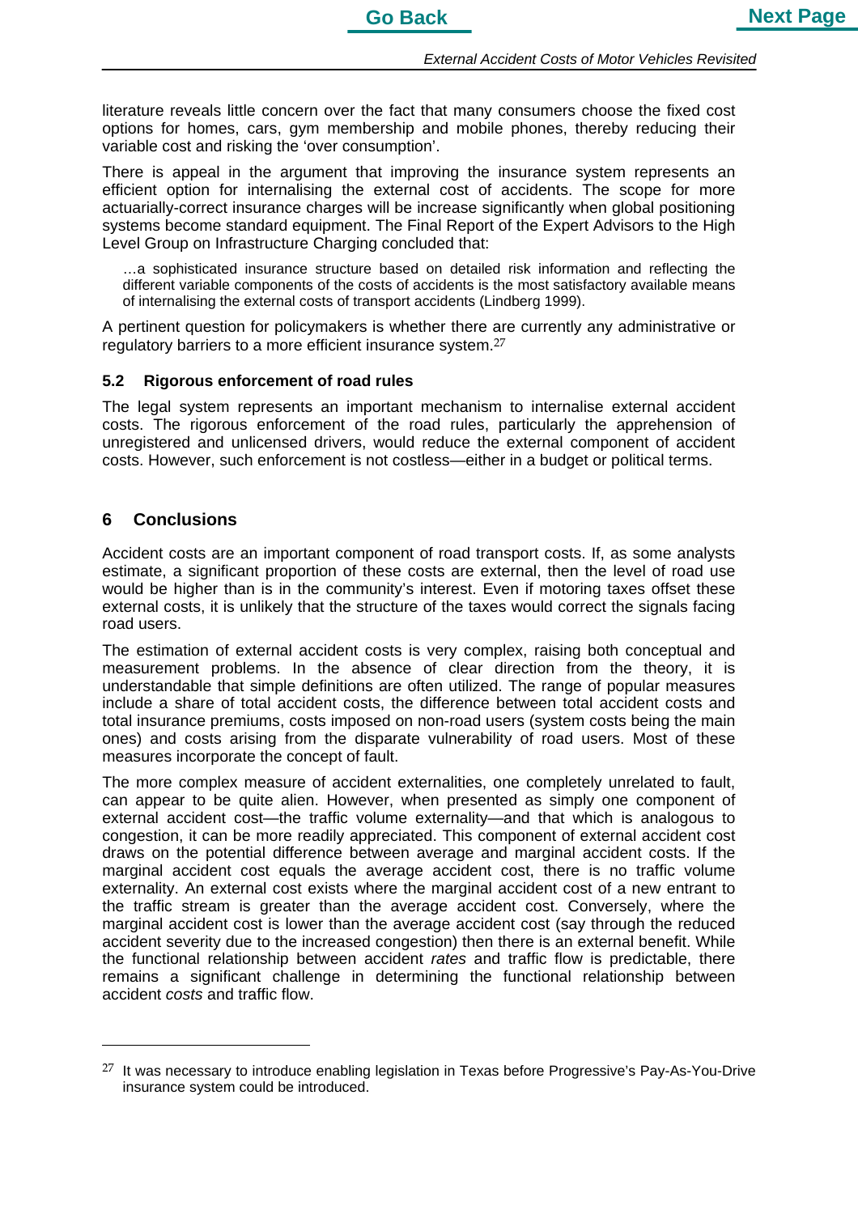literature reveals little concern over the fact that many consumers choose the fixed cost options for homes, cars, gym membership and mobile phones, thereby reducing their variable cost and risking the 'over consumption'.

There is appeal in the argument that improving the insurance system represents an efficient option for internalising the external cost of accidents. The scope for more actuarially-correct insurance charges will be increase significantly when global positioning systems become standard equipment. The Final Report of the Expert Advisors to the High Level Group on Infrastructure Charging concluded that:

> …a sophisticated insurance structure based on detailed risk information and reflecting the different variable components of the costs of accidents is the most satisfactory available means of internalising the external costs of transport accidents (Lindberg 1999).

A pertinent question for policymakers is whether there are currently any administrative or regulatory barriers to a more efficient insurance system.[27]

### 5.2 Rigorous enforcement of road rules

The legal system represents an important mechanism to internalise external accident costs. The rigorous enforcement of the road rules, particularly the apprehension of unregistered and unlicensed drivers, would reduce the external component of accident costs. However, such enforcement is not costless—either in a budget or political terms.

## 6 Conclusions

Accident costs are an important component of road transport costs. If, as some analysts estimate, a significant proportion of these costs are external, then the level of road use would be higher than is in the community's interest. Even if motoring taxes offset these external costs, it is unlikely that the structure of the taxes would correct the signals facing road users.

The estimation of external accident costs is very complex, raising both conceptual and measurement problems. In the absence of clear direction from the theory, it is understandable that simple definitions are often utilized. The range of popular measures include a share of total accident costs, the difference between total accident costs and total insurance premiums, costs imposed on non-road users (system costs being the main ones) and costs arising from the disparate vulnerability of road users. Most of these measures incorporate the concept of fault.

The more complex measure of accident externalities, one completely unrelated to fault, can appear to be quite alien. However, when presented as simply one component of external accident cost—the traffic volume externality—and that which is analogous to congestion, it can be more readily appreciated. This component of external accident cost draws on the potential difference between average and marginal accident costs. If the marginal accident cost equals the average accident cost, there is no traffic volume externality. An external cost exists where the marginal accident cost of a new entrant to the traffic stream is greater than the average accident cost. Conversely, where the marginal accident cost is lower than the average accident cost (say through the reduced accident severity due to the increased congestion) then there is an external benefit. While the functional relationship between accident *rates* and traffic flow is predictable, there remains a significant challenge in determining the functional relationship between accident *costs* and traffic flow.

---

[27] It was necessary to introduce enabling legislation in Texas before Progressive's Pay-As-You-Drive insurance system could be introduced.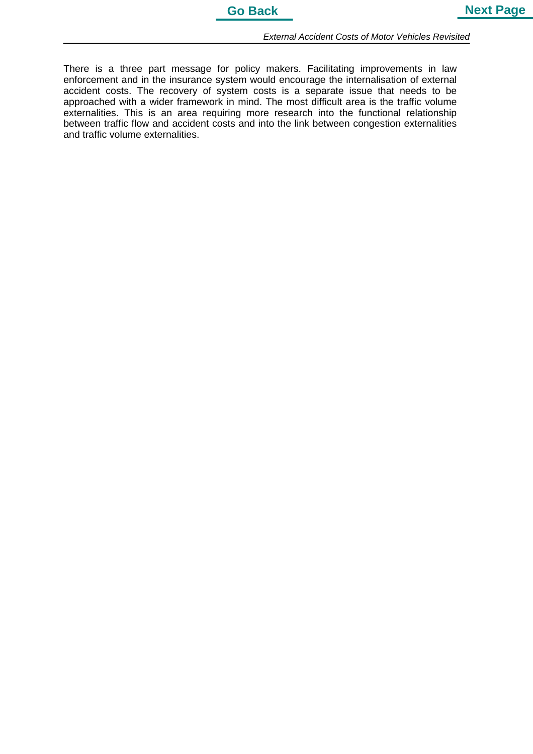There is a three part message for policy makers. Facilitating improvements in law enforcement and in the insurance system would encourage the internalisation of external accident costs. The recovery of system costs is a separate issue that needs to be approached with a wider framework in mind. The most difficult area is the traffic volume externalities. This is an area requiring more research into the functional relationship between traffic flow and accident costs and into the link between congestion externalities and traffic volume externalities.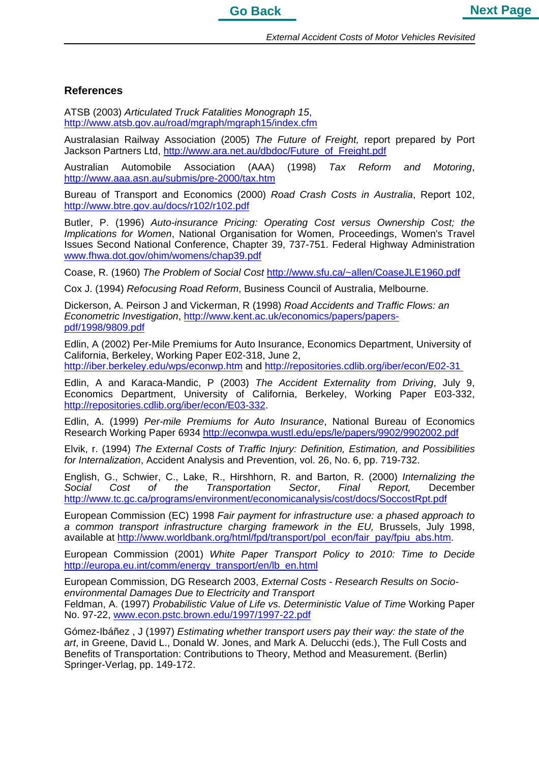## References

ATSB (2003) *Articulated Truck Fatalities Monograph 15*, http://www.atsb.gov.au/road/mgraph/mgraph15/index.cfm

Australasian Railway Association (2005) *The Future of Freight,* report prepared by Port Jackson Partners Ltd, http://www.ara.net.au/dbdoc/Future_of_Freight.pdf

Australian Automobile Association (AAA) (1998) *Tax Reform and Motoring*, http://www.aaa.asn.au/submis/pre-2000/tax.htm

Bureau of Transport and Economics (2000) *Road Crash Costs in Australia*, Report 102, http://www.btre.gov.au/docs/r102/r102.pdf

Butler, P. (1996) *Auto-insurance Pricing: Operating Cost versus Ownership Cost; the Implications for Women*, National Organisation for Women, Proceedings, Women's Travel Issues Second National Conference, Chapter 39, 737-751. Federal Highway Administration www.fhwa.dot.gov/ohim/womens/chap39.pdf

Coase, R. (1960) *The Problem of Social Cost* http://www.sfu.ca/~allen/CoaseJLE1960.pdf

Cox J. (1994) *Refocusing Road Reform*, Business Council of Australia, Melbourne.

Dickerson, A. Peirson J and Vickerman, R (1998) *Road Accidents and Traffic Flows: an Econometric Investigation*, http://www.kent.ac.uk/economics/papers/papers-pdf/1998/9809.pdf

Edlin, A (2002) Per-Mile Premiums for Auto Insurance, Economics Department, University of California, Berkeley, Working Paper E02-318, June 2, http://iber.berkeley.edu/wps/econwp.htm and http://repositories.cdlib.org/iber/econ/E02-31

Edlin, A and Karaca-Mandic, P (2003) *The Accident Externality from Driving*, July 9, Economics Department, University of California, Berkeley, Working Paper E03-332, http://repositories.cdlib.org/iber/econ/E03-332.

Edlin, A. (1999) *Per-mile Premiums for Auto Insurance*, National Bureau of Economics Research Working Paper 6934 http://econwpa.wustl.edu/eps/le/papers/9902/9902002.pdf

Elvik, r. (1994) *The External Costs of Traffic Injury: Definition, Estimation, and Possibilities for Internalization*, Accident Analysis and Prevention, vol. 26, No. 6, pp. 719-732.

English, G., Schwier, C., Lake, R., Hirshhorn, R. and Barton, R. (2000) *Internalizing the Social Cost of the Transportation Sector*, *Final Report,* December http://www.tc.gc.ca/programs/environment/economicanalysis/cost/docs/SoccostRpt.pdf

European Commission (EC) 1998 *Fair payment for infrastructure use: a phased approach to a common transport infrastructure charging framework in the EU,* Brussels, July 1998, available at http://www.worldbank.org/html/fpd/transport/pol_econ/fair_pay/fpiu_abs.htm.

European Commission (2001) *White Paper Transport Policy to 2010: Time to Decide* http://europa.eu.int/comm/energy_transport/en/lb_en.html

European Commission, DG Research 2003, *External Costs - Research Results on Socio-environmental Damages Due to Electricity and Transport*

Feldman, A. (1997) *Probabilistic Value of Life vs. Deterministic Value of Time* Working Paper No. 97-22, www.econ.pstc.brown.edu/1997/1997-22.pdf

Gómez-Ibáñez , J (1997) *Estimating whether transport users pay their way: the state of the art*, in Greene, David L., Donald W. Jones, and Mark A. Delucchi (eds.), The Full Costs and Benefits of Transportation: Contributions to Theory, Method and Measurement. (Berlin) Springer-Verlag, pp. 149-172.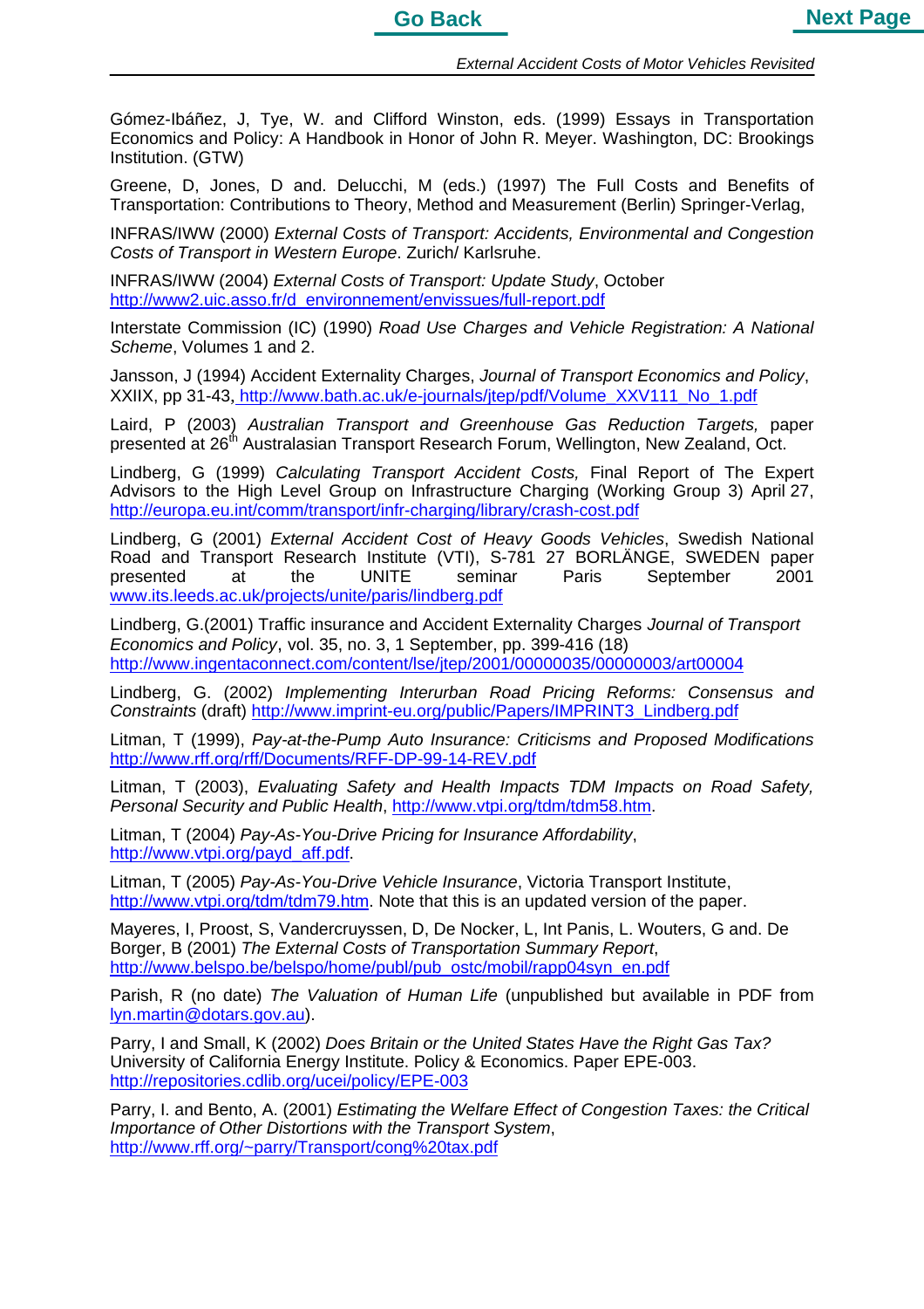Gómez-Ibáñez, J, Tye, W. and Clifford Winston, eds. (1999) Essays in Transportation Economics and Policy: A Handbook in Honor of John R. Meyer. Washington, DC: Brookings Institution. (GTW)

Greene, D, Jones, D and. Delucchi, M (eds.) (1997) The Full Costs and Benefits of Transportation: Contributions to Theory, Method and Measurement (Berlin) Springer-Verlag,

INFRAS/IWW (2000) *External Costs of Transport: Accidents, Environmental and Congestion Costs of Transport in Western Europe*. Zurich/ Karlsruhe.

INFRAS/IWW (2004) *External Costs of Transport: Update Study*, October http://www2.uic.asso.fr/d_environnement/envissues/full-report.pdf

Interstate Commission (IC) (1990) *Road Use Charges and Vehicle Registration: A National Scheme*, Volumes 1 and 2.

Jansson, J (1994) Accident Externality Charges, *Journal of Transport Economics and Policy*, XXIX, pp 31-43, http://www.bath.ac.uk/e-journals/jtep/pdf/Volume_XXV111_No_1.pdf

Laird, P (2003) *Australian Transport and Greenhouse Gas Reduction Targets,* paper presented at 26th Australasian Transport Research Forum, Wellington, New Zealand, Oct.

Lindberg, G (1999) *Calculating Transport Accident Costs,* Final Report of The Expert Advisors to the High Level Group on Infrastructure Charging (Working Group 3) April 27, http://europa.eu.int/comm/transport/infr-charging/library/crash-cost.pdf

Lindberg, G (2001) *External Accident Cost of Heavy Goods Vehicles*, Swedish National Road and Transport Research Institute (VTI), S-781 27 BORLÄNGE, SWEDEN paper presented at the UNITE seminar Paris September 2001 www.its.leeds.ac.uk/projects/unite/paris/lindberg.pdf

Lindberg, G.(2001) Traffic insurance and Accident Externality Charges *Journal of Transport Economics and Policy*, vol. 35, no. 3, 1 September, pp. 399-416 (18) http://www.ingentaconnect.com/content/lse/jtep/2001/00000035/00000003/art00004

Lindberg, G. (2002) *Implementing Interurban Road Pricing Reforms: Consensus and Constraints* (draft) http://www.imprint-eu.org/public/Papers/IMPRINT3_Lindberg.pdf

Litman, T (1999), *Pay-at-the-Pump Auto Insurance: Criticisms and Proposed Modifications* http://www.rff.org/rff/Documents/RFF-DP-99-14-REV.pdf

Litman, T (2003), *Evaluating Safety and Health Impacts TDM Impacts on Road Safety, Personal Security and Public Health*, http://www.vtpi.org/tdm/tdm58.htm.

Litman, T (2004) *Pay-As-You-Drive Pricing for Insurance Affordability*, http://www.vtpi.org/payd_aff.pdf.

Litman, T (2005) *Pay-As-You-Drive Vehicle Insurance*, Victoria Transport Institute, http://www.vtpi.org/tdm/tdm79.htm. Note that this is an updated version of the paper.

Mayeres, I, Proost, S, Vandercruyssen, D, De Nocker, L, Int Panis, L. Wouters, G and. De Borger, B (2001) *The External Costs of Transportation Summary Report*, http://www.belspo.be/belspo/home/publ/pub_ostc/mobil/rapp04syn_en.pdf

Parish, R (no date) *The Valuation of Human Life* (unpublished but available in PDF from lyn.martin@dotars.gov.au).

Parry, I and Small, K (2002) *Does Britain or the United States Have the Right Gas Tax?* University of California Energy Institute. Policy & Economics. Paper EPE-003. http://repositories.cdlib.org/ucei/policy/EPE-003

Parry, I. and Bento, A. (2001) *Estimating the Welfare Effect of Congestion Taxes: the Critical Importance of Other Distortions with the Transport System*, http://www.rff.org/~parry/Transport/cong%20tax.pdf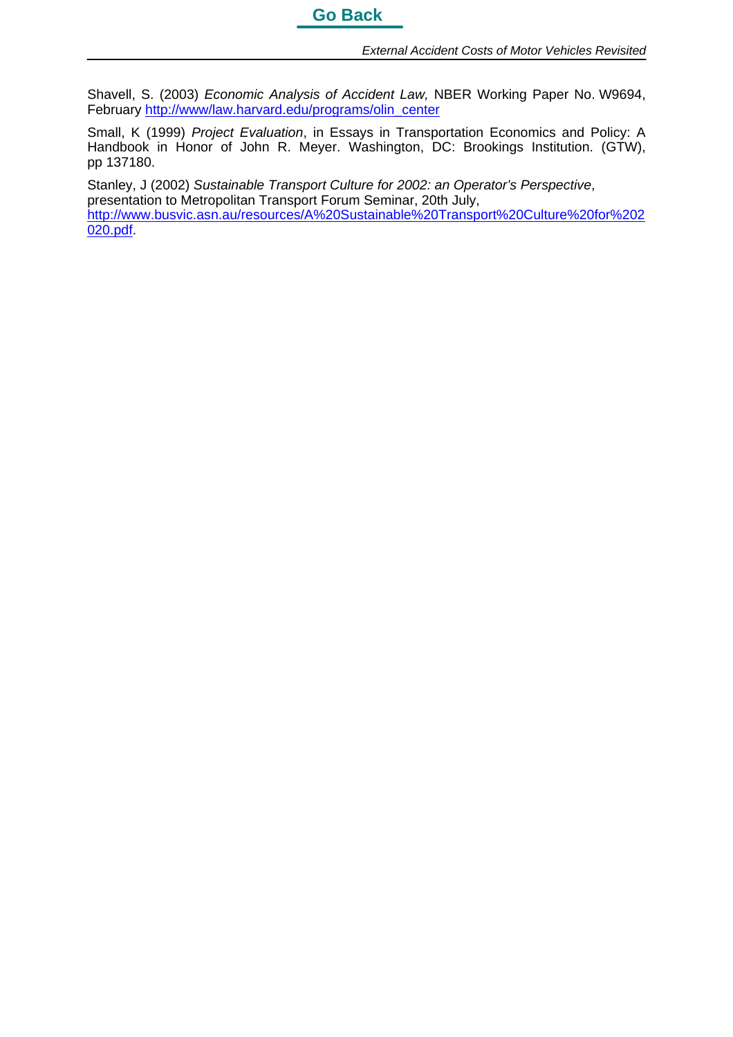Shavell, S. (2003) *Economic Analysis of Accident Law,* NBER Working Paper No. W9694, February http://www/law.harvard.edu/programs/olin_center

Small, K (1999) *Project Evaluation*, in Essays in Transportation Economics and Policy: A Handbook in Honor of John R. Meyer. Washington, DC: Brookings Institution. (GTW), pp 137180.

Stanley, J (2002) *Sustainable Transport Culture for 2002: an Operator's Perspective*, presentation to Metropolitan Transport Forum Seminar, 20th July, http://www.busvic.asn.au/resources/A%20Sustainable%20Transport%20Culture%20for%202020.pdf.